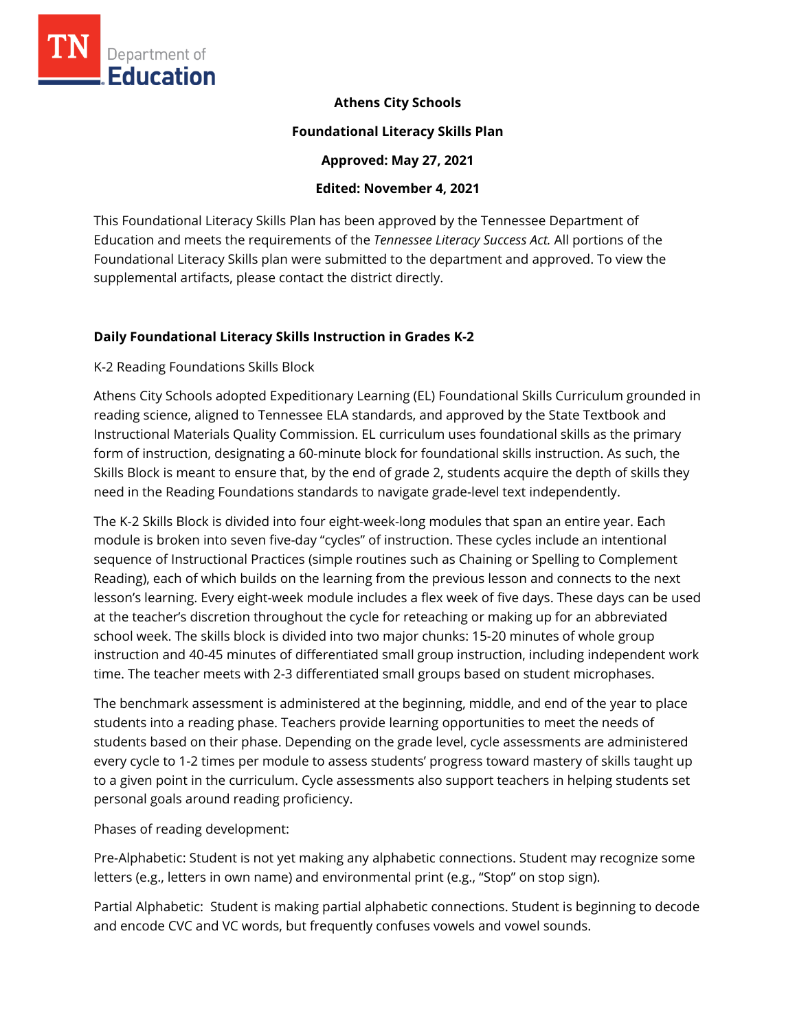**Athens City Schools**

**Foundational Literacy Skills Plan**

**Approved: May 27, 2021**

**Edited: November 4, 2021**

This Foundational Literacy Skills Plan has been approved by the Tennessee Department of Education and meets the requirements of the *Tennessee Literacy Success Act.* All portions of the Foundational Literacy Skills plan were submitted to the department and approved. To view the supplemental artifacts, please contact the district directly.

## Daily Foundational Literacy Skills Instruction in Grades K-2

K-2 Reading Foundations Skills Block

Athens City Schools adopted Expeditionary Learning (EL) Foundational Skills Curriculum grounded in reading science, aligned to Tennessee ELA standards, and approved by the State Textbook and Instructional Materials Quality Commission. EL curriculum uses foundational skills as the primary form of instruction, designating a 60-minute block for foundational skills instruction. As such, the Skills Block is meant to ensure that, by the end of grade 2, students acquire the depth of skills they need in the Reading Foundations standards to navigate grade-level text independently.

The K-2 Skills Block is divided into four eight-week-long modules that span an entire year. Each module is broken into seven five-day "cycles" of instruction. These cycles include an intentional sequence of Instructional Practices (simple routines such as Chaining or Spelling to Complement Reading), each of which builds on the learning from the previous lesson and connects to the next lesson's learning. Every eight-week module includes a flex week of five days. These days can be used at the teacher's discretion throughout the cycle for reteaching or making up for an abbreviated school week. The skills block is divided into two major chunks: 15-20 minutes of whole group instruction and 40-45 minutes of differentiated small group instruction, including independent work time. The teacher meets with 2-3 differentiated small groups based on student microphases.

The benchmark assessment is administered at the beginning, middle, and end of the year to place students into a reading phase. Teachers provide learning opportunities to meet the needs of students based on their phase. Depending on the grade level, cycle assessments are administered every cycle to 1-2 times per module to assess students' progress toward mastery of skills taught up to a given point in the curriculum. Cycle assessments also support teachers in helping students set personal goals around reading proficiency.

Phases of reading development:

Pre-Alphabetic: Student is not yet making any alphabetic connections. Student may recognize some letters (e.g., letters in own name) and environmental print (e.g., "Stop" on stop sign).

Partial Alphabetic: Student is making partial alphabetic connections. Student is beginning to decode and encode CVC and VC words, but frequently confuses vowels and vowel sounds.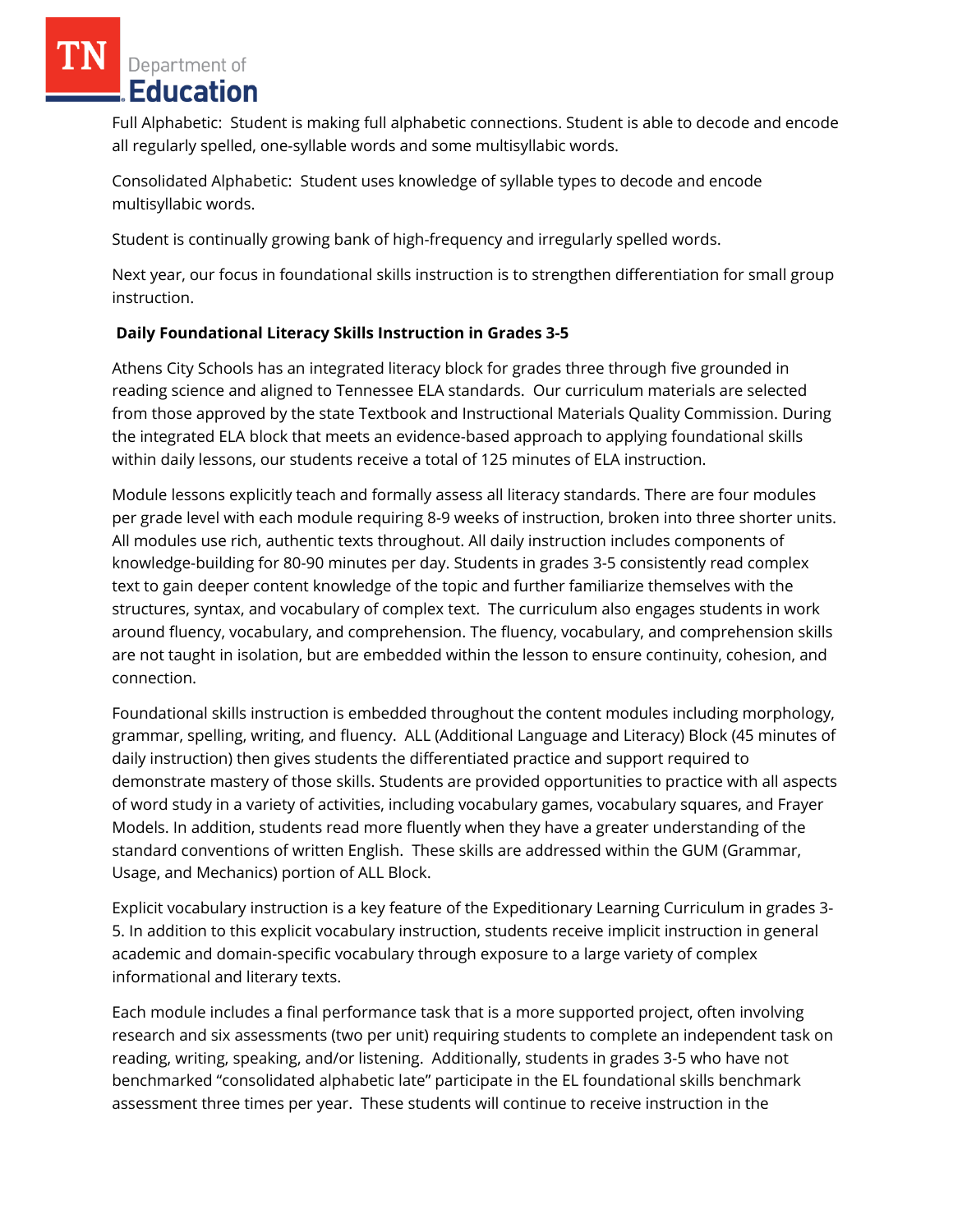Full Alphabetic: Student is making full alphabetic connections. Student is able to decode and encode all regularly spelled, one-syllable words and some multisyllabic words.

Consolidated Alphabetic: Student uses knowledge of syllable types to decode and encode multisyllabic words.

Student is continually growing bank of high-frequency and irregularly spelled words.

Next year, our focus in foundational skills instruction is to strengthen differentiation for small group instruction.

**Daily Foundational Literacy Skills Instruction in Grades 3-5**

Athens City Schools has an integrated literacy block for grades three through five grounded in reading science and aligned to Tennessee ELA standards. Our curriculum materials are selected from those approved by the state Textbook and Instructional Materials Quality Commission. During the integrated ELA block that meets an evidence-based approach to applying foundational skills within daily lessons, our students receive a total of 125 minutes of ELA instruction.

Module lessons explicitly teach and formally assess all literacy standards. There are four modules per grade level with each module requiring 8-9 weeks of instruction, broken into three shorter units. All modules use rich, authentic texts throughout. All daily instruction includes components of knowledge-building for 80-90 minutes per day. Students in grades 3-5 consistently read complex text to gain deeper content knowledge of the topic and further familiarize themselves with the structures, syntax, and vocabulary of complex text. The curriculum also engages students in work around fluency, vocabulary, and comprehension. The fluency, vocabulary, and comprehension skills are not taught in isolation, but are embedded within the lesson to ensure continuity, cohesion, and connection.

Foundational skills instruction is embedded throughout the content modules including morphology, grammar, spelling, writing, and fluency. ALL (Additional Language and Literacy) Block (45 minutes of daily instruction) then gives students the differentiated practice and support required to demonstrate mastery of those skills. Students are provided opportunities to practice with all aspects of word study in a variety of activities, including vocabulary games, vocabulary squares, and Frayer Models. In addition, students read more fluently when they have a greater understanding of the standard conventions of written English. These skills are addressed within the GUM (Grammar, Usage, and Mechanics) portion of ALL Block.

Explicit vocabulary instruction is a key feature of the Expeditionary Learning Curriculum in grades 3-5. In addition to this explicit vocabulary instruction, students receive implicit instruction in general academic and domain-specific vocabulary through exposure to a large variety of complex informational and literary texts.

Each module includes a final performance task that is a more supported project, often involving research and six assessments (two per unit) requiring students to complete an independent task on reading, writing, speaking, and/or listening. Additionally, students in grades 3-5 who have not benchmarked "consolidated alphabetic late" participate in the EL foundational skills benchmark assessment three times per year. These students will continue to receive instruction in the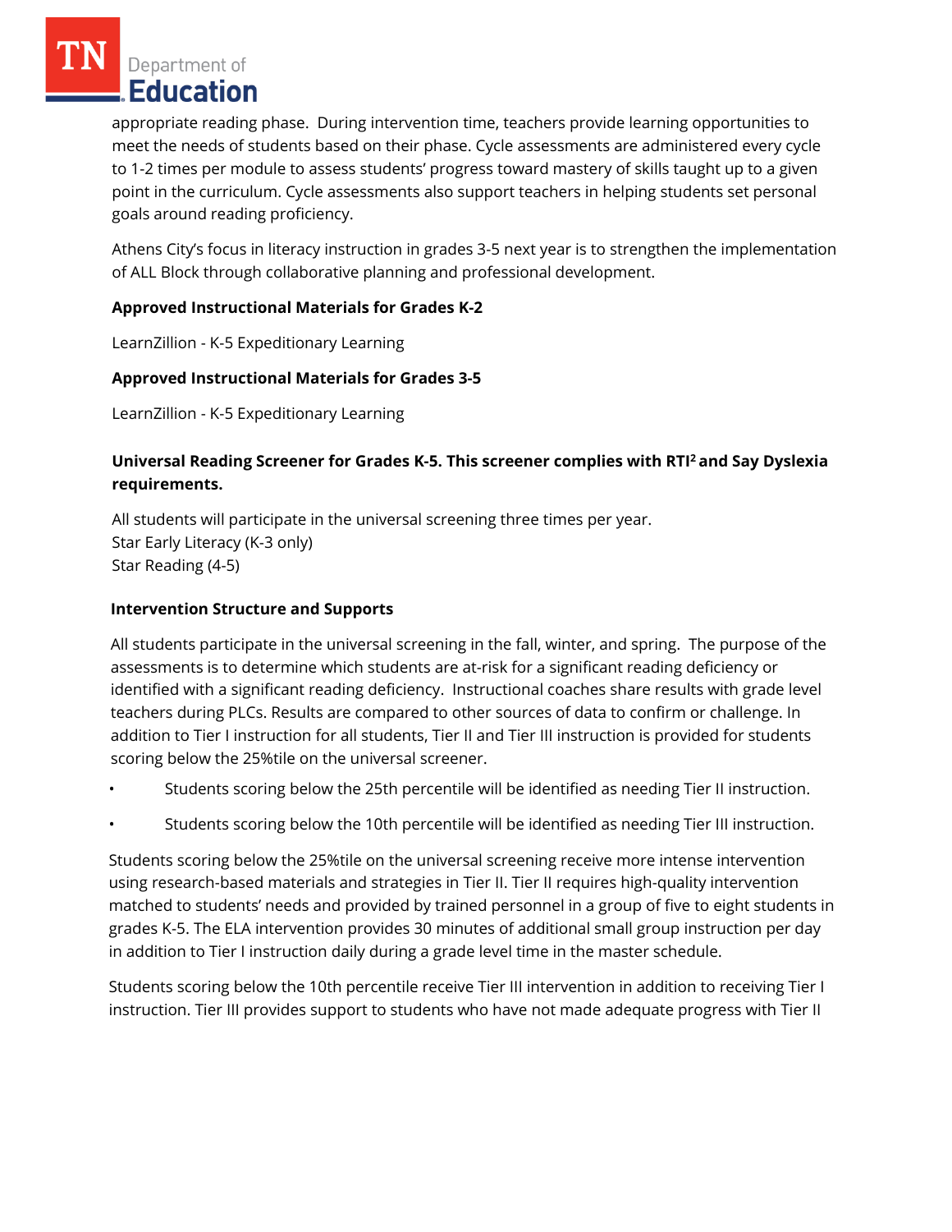appropriate reading phase. During intervention time, teachers provide learning opportunities to meet the needs of students based on their phase. Cycle assessments are administered every cycle to 1-2 times per module to assess students' progress toward mastery of skills taught up to a given point in the curriculum. Cycle assessments also support teachers in helping students set personal goals around reading proficiency.

Athens City's focus in literacy instruction in grades 3-5 next year is to strengthen the implementation of ALL Block through collaborative planning and professional development.

**Approved Instructional Materials for Grades K-2**

LearnZillion - K-5 Expeditionary Learning

**Approved Instructional Materials for Grades 3-5**

LearnZillion - K-5 Expeditionary Learning

**Universal Reading Screener for Grades K-5. This screener complies with RTI$^2$ and Say Dyslexia requirements.**

All students will participate in the universal screening three times per year.
Star Early Literacy (K-3 only)
Star Reading (4-5)

**Intervention Structure and Supports**

All students participate in the universal screening in the fall, winter, and spring. The purpose of the assessments is to determine which students are at-risk for a significant reading deficiency or identified with a significant reading deficiency. Instructional coaches share results with grade level teachers during PLCs. Results are compared to other sources of data to confirm or challenge. In addition to Tier I instruction for all students, Tier II and Tier III instruction is provided for students scoring below the 25%tile on the universal screener.

- Students scoring below the 25th percentile will be identified as needing Tier II instruction.
- Students scoring below the 10th percentile will be identified as needing Tier III instruction.

Students scoring below the 25%tile on the universal screening receive more intense intervention using research-based materials and strategies in Tier II. Tier II requires high-quality intervention matched to students' needs and provided by trained personnel in a group of five to eight students in grades K-5. The ELA intervention provides 30 minutes of additional small group instruction per day in addition to Tier I instruction daily during a grade level time in the master schedule.

Students scoring below the 10th percentile receive Tier III intervention in addition to receiving Tier I instruction. Tier III provides support to students who have not made adequate progress with Tier II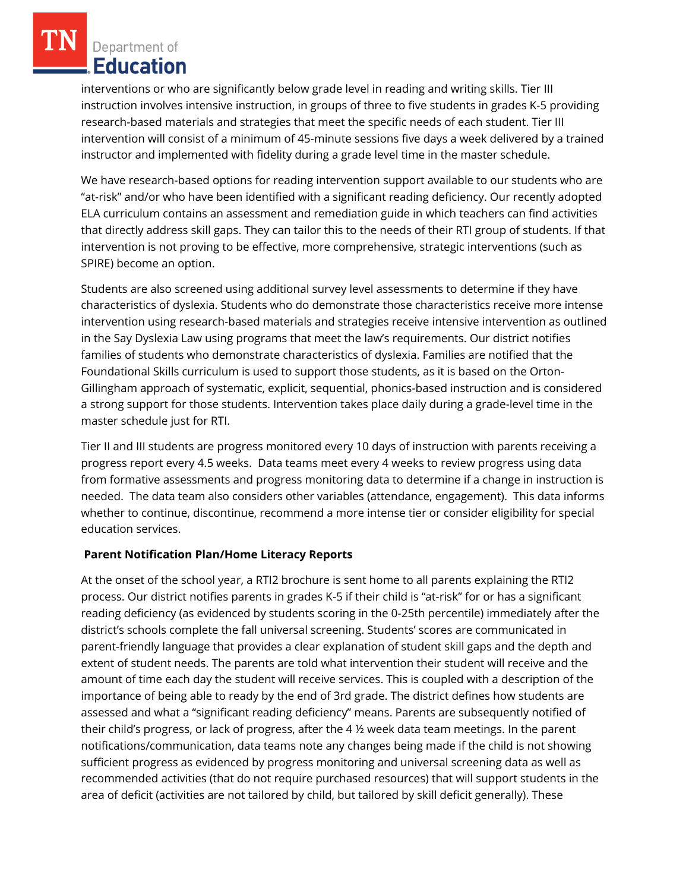interventions or who are significantly below grade level in reading and writing skills. Tier III instruction involves intensive instruction, in groups of three to five students in grades K-5 providing research-based materials and strategies that meet the specific needs of each student. Tier III intervention will consist of a minimum of 45-minute sessions five days a week delivered by a trained instructor and implemented with fidelity during a grade level time in the master schedule.

We have research-based options for reading intervention support available to our students who are "at-risk" and/or who have been identified with a significant reading deficiency. Our recently adopted ELA curriculum contains an assessment and remediation guide in which teachers can find activities that directly address skill gaps. They can tailor this to the needs of their RTI group of students. If that intervention is not proving to be effective, more comprehensive, strategic interventions (such as SPIRE) become an option.

Students are also screened using additional survey level assessments to determine if they have characteristics of dyslexia. Students who do demonstrate those characteristics receive more intense intervention using research-based materials and strategies receive intensive intervention as outlined in the Say Dyslexia Law using programs that meet the law's requirements. Our district notifies families of students who demonstrate characteristics of dyslexia. Families are notified that the Foundational Skills curriculum is used to support those students, as it is based on the Orton-Gillingham approach of systematic, explicit, sequential, phonics-based instruction and is considered a strong support for those students. Intervention takes place daily during a grade-level time in the master schedule just for RTI.

Tier II and III students are progress monitored every 10 days of instruction with parents receiving a progress report every 4.5 weeks. Data teams meet every 4 weeks to review progress using data from formative assessments and progress monitoring data to determine if a change in instruction is needed. The data team also considers other variables (attendance, engagement). This data informs whether to continue, discontinue, recommend a more intense tier or consider eligibility for special education services.

**Parent Notification Plan/Home Literacy Reports**

At the onset of the school year, a RTI2 brochure is sent home to all parents explaining the RTI2 process. Our district notifies parents in grades K-5 if their child is "at-risk" for or has a significant reading deficiency (as evidenced by students scoring in the 0-25th percentile) immediately after the district's schools complete the fall universal screening. Students' scores are communicated in parent-friendly language that provides a clear explanation of student skill gaps and the depth and extent of student needs. The parents are told what intervention their student will receive and the amount of time each day the student will receive services. This is coupled with a description of the importance of being able to ready by the end of 3rd grade. The district defines how students are assessed and what a "significant reading deficiency" means. Parents are subsequently notified of their child's progress, or lack of progress, after the 4 ½ week data team meetings. In the parent notifications/communication, data teams note any changes being made if the child is not showing sufficient progress as evidenced by progress monitoring and universal screening data as well as recommended activities (that do not require purchased resources) that will support students in the area of deficit (activities are not tailored by child, but tailored by skill deficit generally). These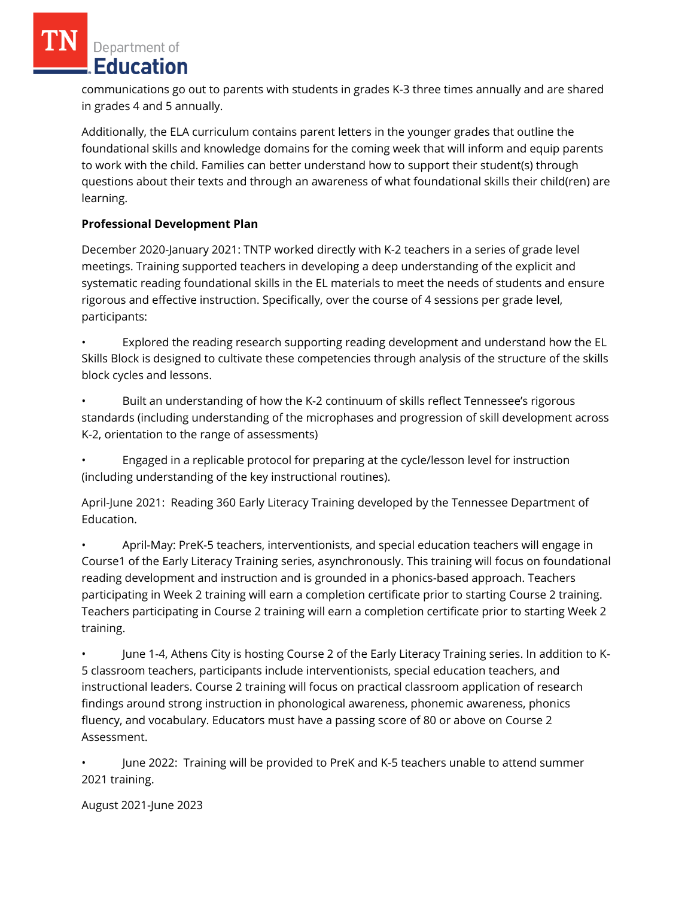communications go out to parents with students in grades K-3 three times annually and are shared in grades 4 and 5 annually.

Additionally, the ELA curriculum contains parent letters in the younger grades that outline the foundational skills and knowledge domains for the coming week that will inform and equip parents to work with the child. Families can better understand how to support their student(s) through questions about their texts and through an awareness of what foundational skills their child(ren) are learning.

**Professional Development Plan**

December 2020-January 2021: TNTP worked directly with K-2 teachers in a series of grade level meetings. Training supported teachers in developing a deep understanding of the explicit and systematic reading foundational skills in the EL materials to meet the needs of students and ensure rigorous and effective instruction. Specifically, over the course of 4 sessions per grade level, participants:

- Explored the reading research supporting reading development and understand how the EL Skills Block is designed to cultivate these competencies through analysis of the structure of the skills block cycles and lessons.
- Built an understanding of how the K-2 continuum of skills reflect Tennessee's rigorous standards (including understanding of the microphases and progression of skill development across K-2, orientation to the range of assessments)
- Engaged in a replicable protocol for preparing at the cycle/lesson level for instruction (including understanding of the key instructional routines).

April-June 2021: Reading 360 Early Literacy Training developed by the Tennessee Department of Education.

- April-May: PreK-5 teachers, interventionists, and special education teachers will engage in Course1 of the Early Literacy Training series, asynchronously. This training will focus on foundational reading development and instruction and is grounded in a phonics-based approach. Teachers participating in Week 2 training will earn a completion certificate prior to starting Course 2 training. Teachers participating in Course 2 training will earn a completion certificate prior to starting Week 2 training.
- June 1-4, Athens City is hosting Course 2 of the Early Literacy Training series. In addition to K-5 classroom teachers, participants include interventionists, special education teachers, and instructional leaders. Course 2 training will focus on practical classroom application of research findings around strong instruction in phonological awareness, phonemic awareness, phonics fluency, and vocabulary. Educators must have a passing score of 80 or above on Course 2 Assessment.
- June 2022: Training will be provided to PreK and K-5 teachers unable to attend summer 2021 training.

August 2021-June 2023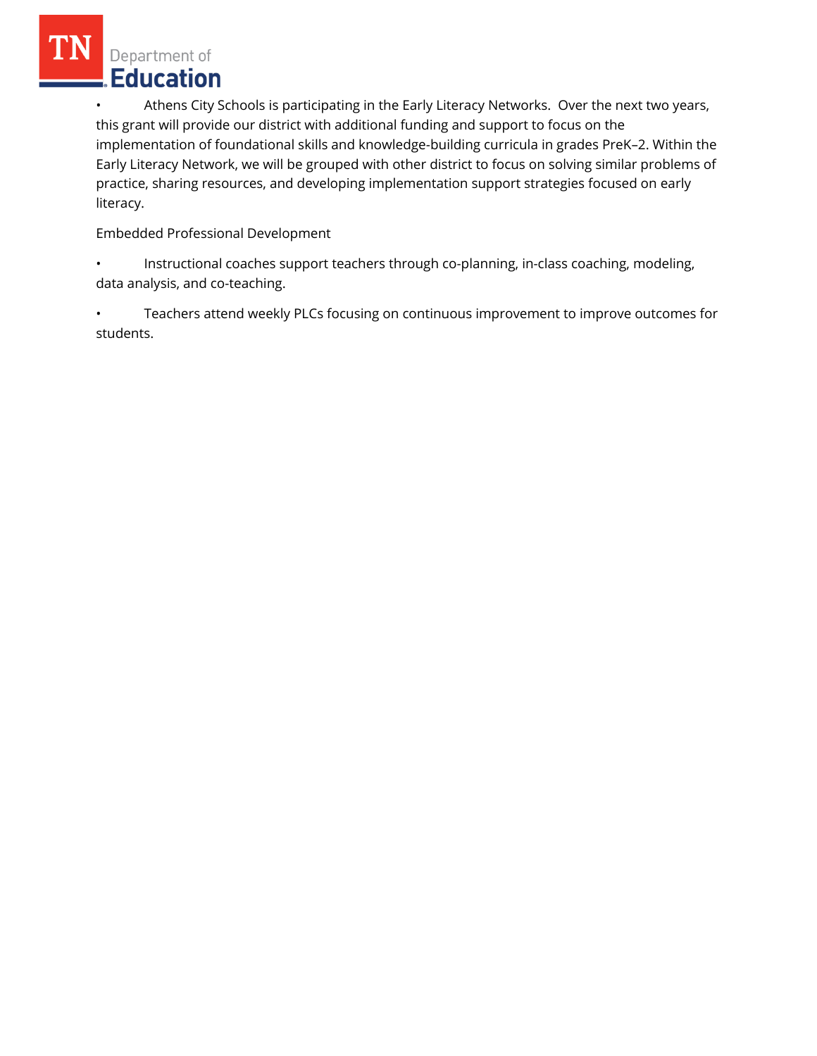- Athens City Schools is participating in the Early Literacy Networks. Over the next two years, this grant will provide our district with additional funding and support to focus on the implementation of foundational skills and knowledge-building curricula in grades PreK–2. Within the Early Literacy Network, we will be grouped with other district to focus on solving similar problems of practice, sharing resources, and developing implementation support strategies focused on early literacy.

Embedded Professional Development

- Instructional coaches support teachers through co-planning, in-class coaching, modeling, data analysis, and co-teaching.
- Teachers attend weekly PLCs focusing on continuous improvement to improve outcomes for students.